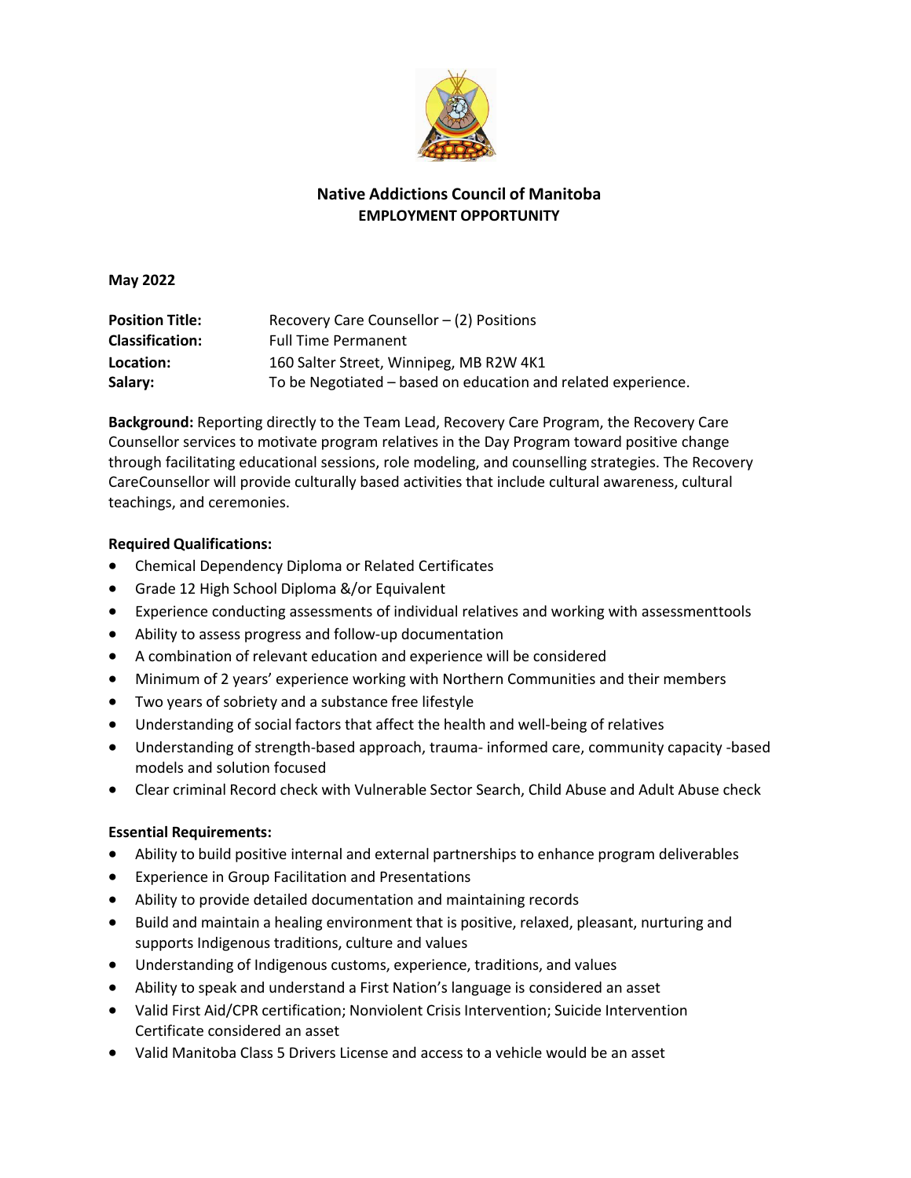# Native Addictions Council of Manitoba

## EMPLOYMENT OPPORTUNITY

**May 2022**

| | |
|---|---|
| **Position Title:** | Recovery Care Counsellor – (2) Positions |
| **Classification:** | Full Time Permanent |
| **Location:** | 160 Salter Street, Winnipeg, MB R2W 4K1 |
| **Salary:** | To be Negotiated – based on education and related experience. |

**Background:** Reporting directly to the Team Lead, Recovery Care Program, the Recovery Care Counsellor services to motivate program relatives in the Day Program toward positive change through facilitating educational sessions, role modeling, and counselling strategies. The Recovery CareCounsellor will provide culturally based activities that include cultural awareness, cultural teachings, and ceremonies.

**Required Qualifications:**

- Chemical Dependency Diploma or Related Certificates
- Grade 12 High School Diploma &/or Equivalent
- Experience conducting assessments of individual relatives and working with assessmenttools
- Ability to assess progress and follow-up documentation
- A combination of relevant education and experience will be considered
- Minimum of 2 years' experience working with Northern Communities and their members
- Two years of sobriety and a substance free lifestyle
- Understanding of social factors that affect the health and well-being of relatives
- Understanding of strength-based approach, trauma- informed care, community capacity -based models and solution focused
- Clear criminal Record check with Vulnerable Sector Search, Child Abuse and Adult Abuse check

**Essential Requirements:**

- Ability to build positive internal and external partnerships to enhance program deliverables
- Experience in Group Facilitation and Presentations
- Ability to provide detailed documentation and maintaining records
- Build and maintain a healing environment that is positive, relaxed, pleasant, nurturing and supports Indigenous traditions, culture and values
- Understanding of Indigenous customs, experience, traditions, and values
- Ability to speak and understand a First Nation's language is considered an asset
- Valid First Aid/CPR certification; Nonviolent Crisis Intervention; Suicide Intervention Certificate considered an asset
- Valid Manitoba Class 5 Drivers License and access to a vehicle would be an asset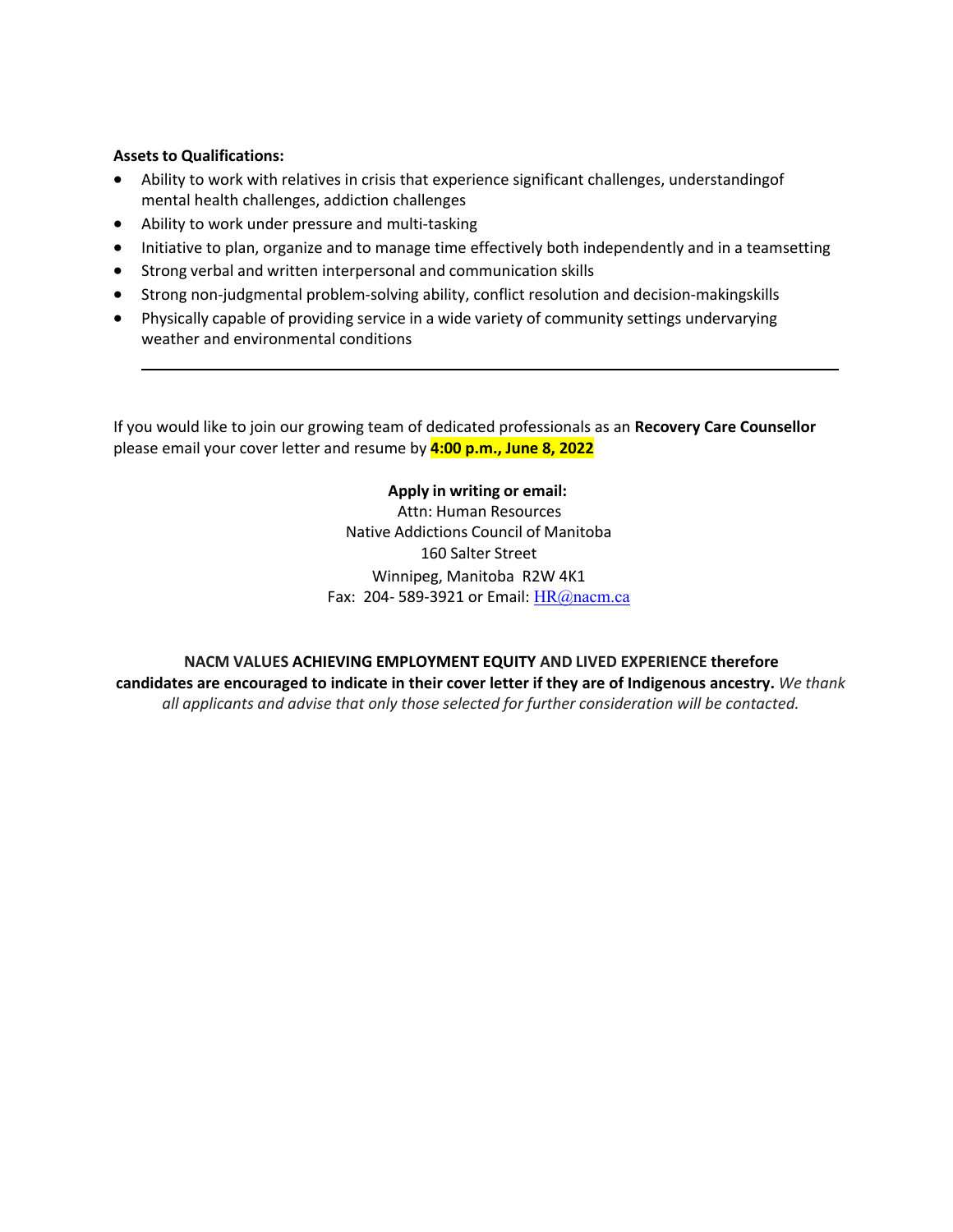**Assets to Qualifications:**

- Ability to work with relatives in crisis that experience significant challenges, understandingof mental health challenges, addiction challenges
- Ability to work under pressure and multi-tasking
- Initiative to plan, organize and to manage time effectively both independently and in a teamsetting
- Strong verbal and written interpersonal and communication skills
- Strong non-judgmental problem-solving ability, conflict resolution and decision-makingskills
- Physically capable of providing service in a wide variety of community settings undervarying weather and environmental conditions

---

If you would like to join our growing team of dedicated professionals as an **Recovery Care Counsellor** please email your cover letter and resume by **4:00 p.m., June 8, 2022**

**Apply in writing or email:**
Attn: Human Resources
Native Addictions Council of Manitoba
160 Salter Street
Winnipeg, Manitoba R2W 4K1
Fax: 204- 589-3921 or Email: HR@nacm.ca

**NACM VALUES ACHIEVING EMPLOYMENT EQUITY AND LIVED EXPERIENCE therefore candidates are encouraged to indicate in their cover letter if they are of Indigenous ancestry.** *We thank all applicants and advise that only those selected for further consideration will be contacted.*